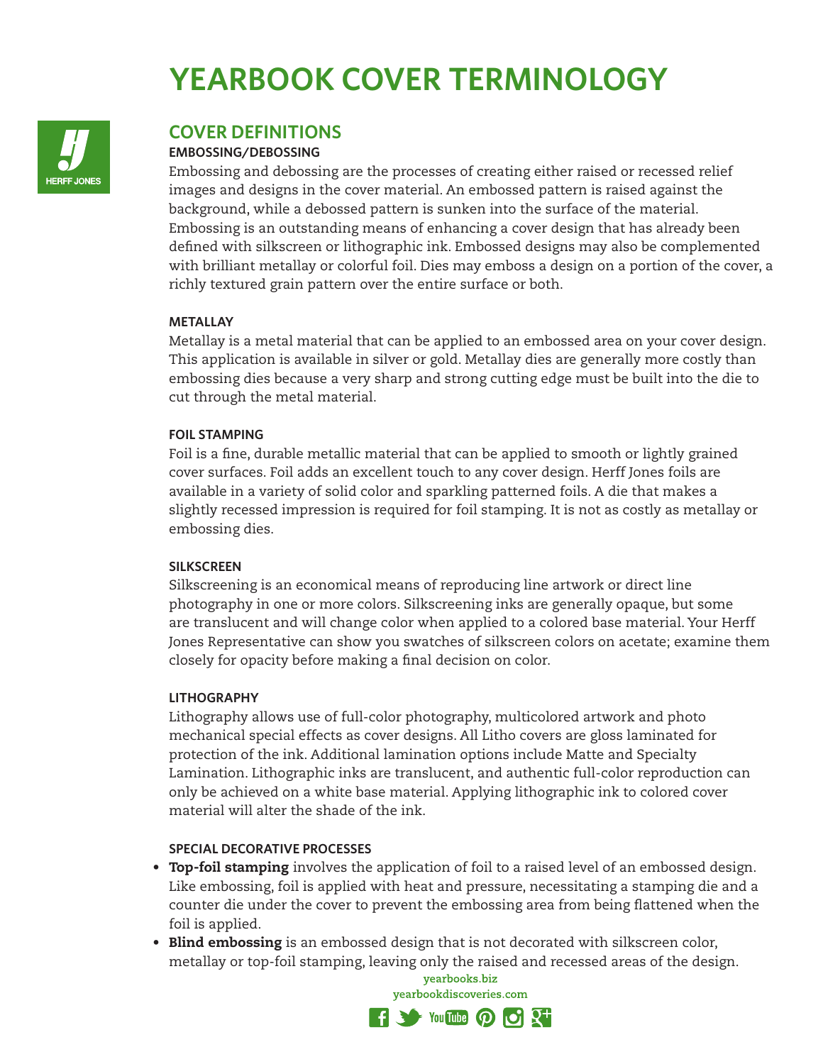# YEARBOOK COVER TERMINOLOGY

HERFF JONES

## COVER DEFINITIONS

### EMBOSSING/DEBOSSING

Embossing and debossing are the processes of creating either raised or recessed relief images and designs in the cover material. An embossed pattern is raised against the background, while a debossed pattern is sunken into the surface of the material. Embossing is an outstanding means of enhancing a cover design that has already been defined with silkscreen or lithographic ink. Embossed designs may also be complemented with brilliant metallay or colorful foil. Dies may emboss a design on a portion of the cover, a richly textured grain pattern over the entire surface or both.

### METALLAY

Metallay is a metal material that can be applied to an embossed area on your cover design. This application is available in silver or gold. Metallay dies are generally more costly than embossing dies because a very sharp and strong cutting edge must be built into the die to cut through the metal material.

### FOIL STAMPING

Foil is a fine, durable metallic material that can be applied to smooth or lightly grained cover surfaces. Foil adds an excellent touch to any cover design. Herff Jones foils are available in a variety of solid color and sparkling patterned foils. A die that makes a slightly recessed impression is required for foil stamping. It is not as costly as metallay or embossing dies.

### SILKSCREEN

Silkscreening is an economical means of reproducing line artwork or direct line photography in one or more colors. Silkscreening inks are generally opaque, but some are translucent and will change color when applied to a colored base material. Your Herff Jones Representative can show you swatches of silkscreen colors on acetate; examine them closely for opacity before making a final decision on color.

### LITHOGRAPHY

Lithography allows use of full-color photography, multicolored artwork and photo mechanical special effects as cover designs. All Litho covers are gloss laminated for protection of the ink. Additional lamination options include Matte and Specialty Lamination. Lithographic inks are translucent, and authentic full-color reproduction can only be achieved on a white base material. Applying lithographic ink to colored cover material will alter the shade of the ink.

### SPECIAL DECORATIVE PROCESSES

- **Top-foil stamping** involves the application of foil to a raised level of an embossed design. Like embossing, foil is applied with heat and pressure, necessitating a stamping die and a counter die under the cover to prevent the embossing area from being flattened when the foil is applied.
- **Blind embossing** is an embossed design that is not decorated with silkscreen color, metallay or top-foil stamping, leaving only the raised and recessed areas of the design.

yearbooks.biz
yearbookdiscoveries.com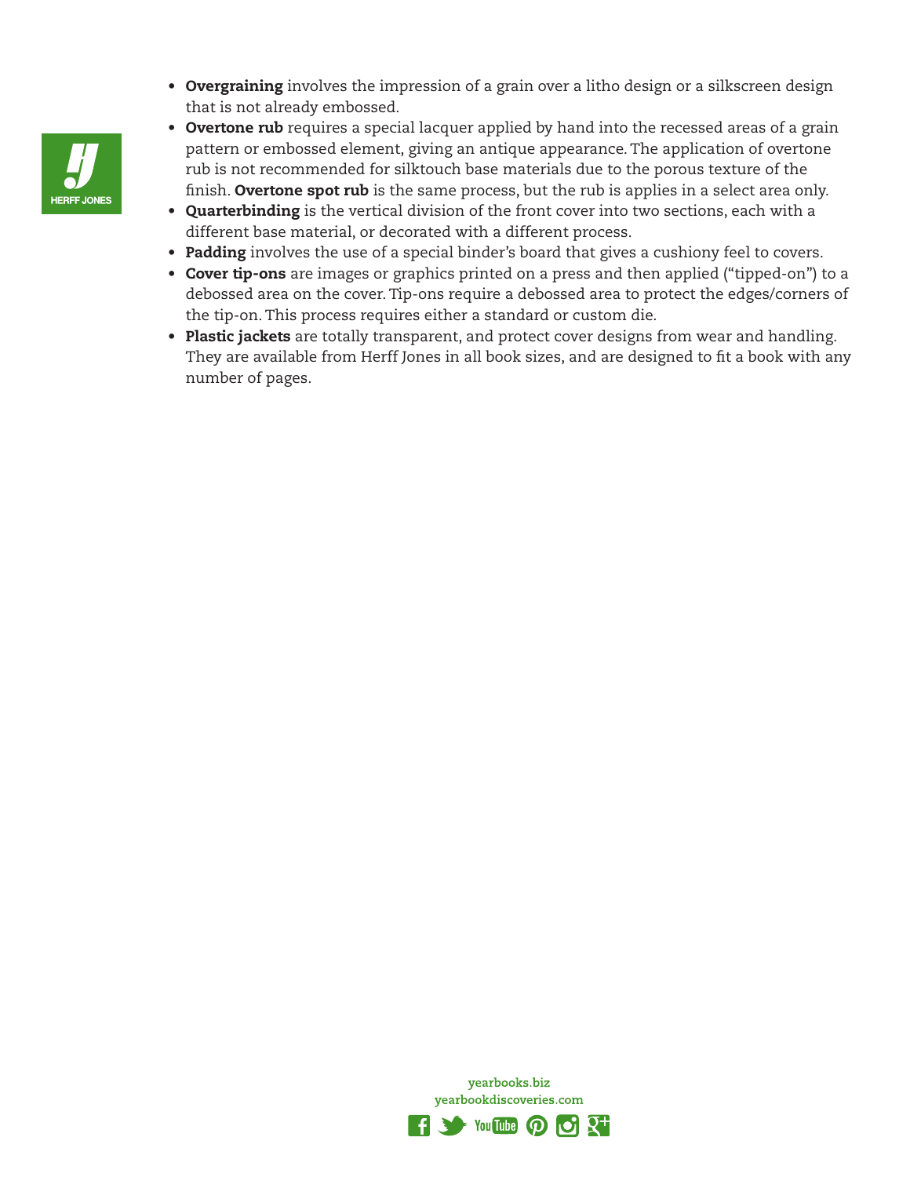- **Overgraining** involves the impression of a grain over a litho design or a silkscreen design that is not already embossed.
- **Overtone rub** requires a special lacquer applied by hand into the recessed areas of a grain pattern or embossed element, giving an antique appearance. The application of overtone rub is not recommended for silktouch base materials due to the porous texture of the finish. **Overtone spot rub** is the same process, but the rub is applies in a select area only.
- **Quarterbinding** is the vertical division of the front cover into two sections, each with a different base material, or decorated with a different process.
- **Padding** involves the use of a special binder's board that gives a cushiony feel to covers.
- **Cover tip-ons** are images or graphics printed on a press and then applied ("tipped-on") to a debossed area on the cover. Tip-ons require a debossed area to protect the edges/corners of the tip-on. This process requires either a standard or custom die.
- **Plastic jackets** are totally transparent, and protect cover designs from wear and handling. They are available from Herff Jones in all book sizes, and are designed to fit a book with any number of pages.

yearbooks.biz
yearbookdiscoveries.com